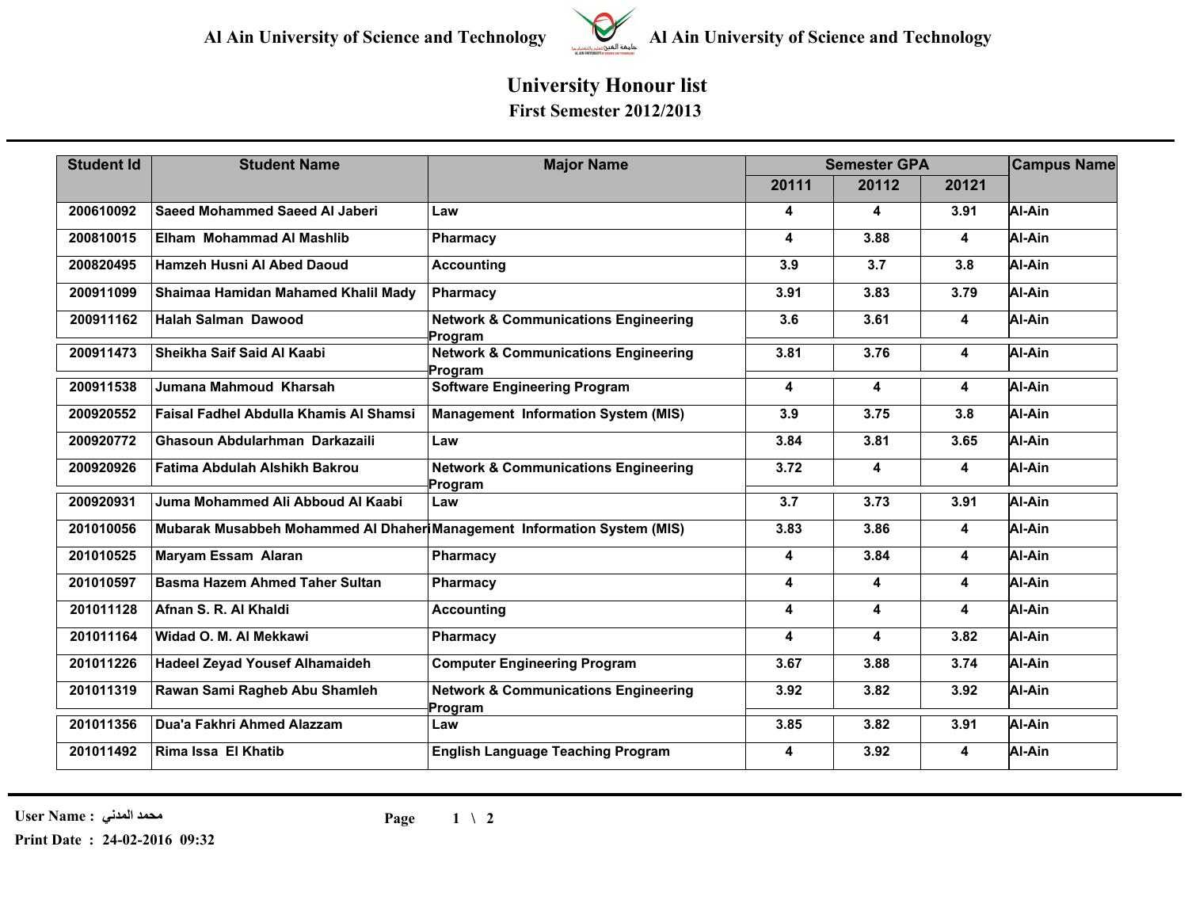# Al Ain University of Science and Technology

## University Honour list

### First Semester 2012/2013

| Student Id | Student Name | Major Name | Semester GPA | | | Campus Name |
|---|---|---|---|---|---|---|
| | | | 20111 | 20112 | 20121 | |
| 200610092 | Saeed Mohammed Saeed Al Jaberi | Law | 4 | 4 | 3.91 | Al-Ain |
| 200810015 | Elham Mohammad Al Mashlib | Pharmacy | 4 | 3.88 | 4 | Al-Ain |
| 200820495 | Hamzeh Husni Al Abed Daoud | Accounting | 3.9 | 3.7 | 3.8 | Al-Ain |
| 200911099 | Shaimaa Hamidan Mahamed Khalil Mady | Pharmacy | 3.91 | 3.83 | 3.79 | Al-Ain |
| 200911162 | Halah Salman Dawood | Network & Communications Engineering Program | 3.6 | 3.61 | 4 | Al-Ain |
| 200911473 | Sheikha Saif Said Al Kaabi | Network & Communications Engineering Program | 3.81 | 3.76 | 4 | Al-Ain |
| 200911538 | Jumana Mahmoud Kharsah | Software Engineering Program | 4 | 4 | 4 | Al-Ain |
| 200920552 | Faisal Fadhel Abdulla Khamis Al Shamsi | Management Information System (MIS) | 3.9 | 3.75 | 3.8 | Al-Ain |
| 200920772 | Ghasoun Abdularhman Darkazaili | Law | 3.84 | 3.81 | 3.65 | Al-Ain |
| 200920926 | Fatima Abdulah Alshikh Bakrou | Network & Communications Engineering Program | 3.72 | 4 | 4 | Al-Ain |
| 200920931 | Juma Mohammed Ali Abboud Al Kaabi | Law | 3.7 | 3.73 | 3.91 | Al-Ain |
| 201010056 | Mubarak Musabbeh Mohammed Al Dhaheri | Management Information System (MIS) | 3.83 | 3.86 | 4 | Al-Ain |
| 201010525 | Maryam Essam Alaran | Pharmacy | 4 | 3.84 | 4 | Al-Ain |
| 201010597 | Basma Hazem Ahmed Taher Sultan | Pharmacy | 4 | 4 | 4 | Al-Ain |
| 201011128 | Afnan S. R. Al Khaldi | Accounting | 4 | 4 | 4 | Al-Ain |
| 201011164 | Widad O. M. Al Mekkawi | Pharmacy | 4 | 4 | 3.82 | Al-Ain |
| 201011226 | Hadeel Zeyad Yousef Alhamaideh | Computer Engineering Program | 3.67 | 3.88 | 3.74 | Al-Ain |
| 201011319 | Rawan Sami Ragheb Abu Shamleh | Network & Communications Engineering Program | 3.92 | 3.82 | 3.92 | Al-Ain |
| 201011356 | Dua'a Fakhri Ahmed Alazzam | Law | 3.85 | 3.82 | 3.91 | Al-Ain |
| 201011492 | Rima Issa El Khatib | English Language Teaching Program | 4 | 3.92 | 4 | Al-Ain |

User Name : محمد المدني

Print Date : 24-02-2016 09:32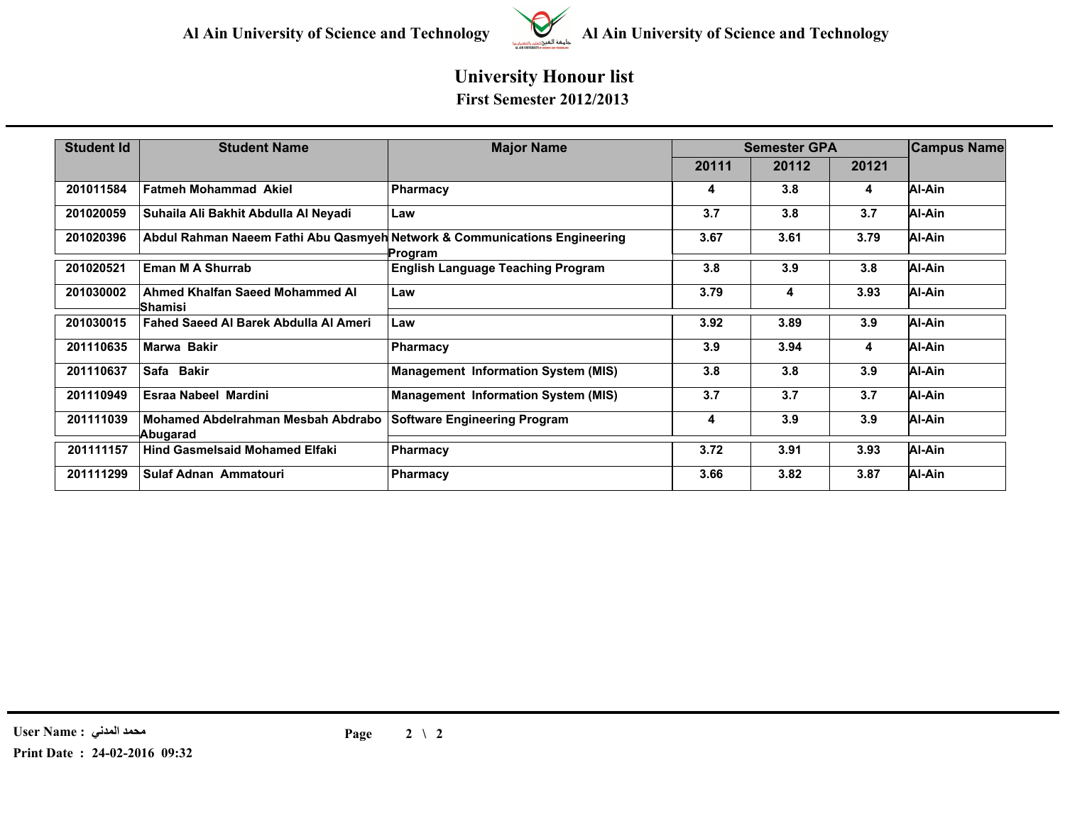# University Honour list

## First Semester 2012/2013

| Student Id | Student Name | Major Name | Semester GPA | | | Campus Name |
|---|---|---|---|---|---|---|
| | | | 20111 | 20112 | 20121 | |
| 201011584 | Fatmeh Mohammad Akiel | Pharmacy | 4 | 3.8 | 4 | Al-Ain |
| 201020059 | Suhaila Ali Bakhit Abdulla Al Neyadi | Law | 3.7 | 3.8 | 3.7 | Al-Ain |
| 201020396 | Abdul Rahman Naeem Fathi Abu Qasmyeh | Network & Communications Engineering Program | 3.67 | 3.61 | 3.79 | Al-Ain |
| 201020521 | Eman M A Shurrab | English Language Teaching Program | 3.8 | 3.9 | 3.8 | Al-Ain |
| 201030002 | Ahmed Khalfan Saeed Mohammed Al Shamisi | Law | 3.79 | 4 | 3.93 | Al-Ain |
| 201030015 | Fahed Saeed Al Barek Abdulla Al Ameri | Law | 3.92 | 3.89 | 3.9 | Al-Ain |
| 201110635 | Marwa Bakir | Pharmacy | 3.9 | 3.94 | 4 | Al-Ain |
| 201110637 | Safa Bakir | Management Information System (MIS) | 3.8 | 3.8 | 3.9 | Al-Ain |
| 201110949 | Esraa Nabeel Mardini | Management Information System (MIS) | 3.7 | 3.7 | 3.7 | Al-Ain |
| 201111039 | Mohamed Abdelrahman Mesbah Abdrabo Abugarad | Software Engineering Program | 4 | 3.9 | 3.9 | Al-Ain |
| 201111157 | Hind Gasmelsaid Mohamed Elfaki | Pharmacy | 3.72 | 3.91 | 3.93 | Al-Ain |
| 201111299 | Sulaf Adnan Ammatouri | Pharmacy | 3.66 | 3.82 | 3.87 | Al-Ain |

User Name : محمد المدني

Print Date : 24-02-2016 09:32